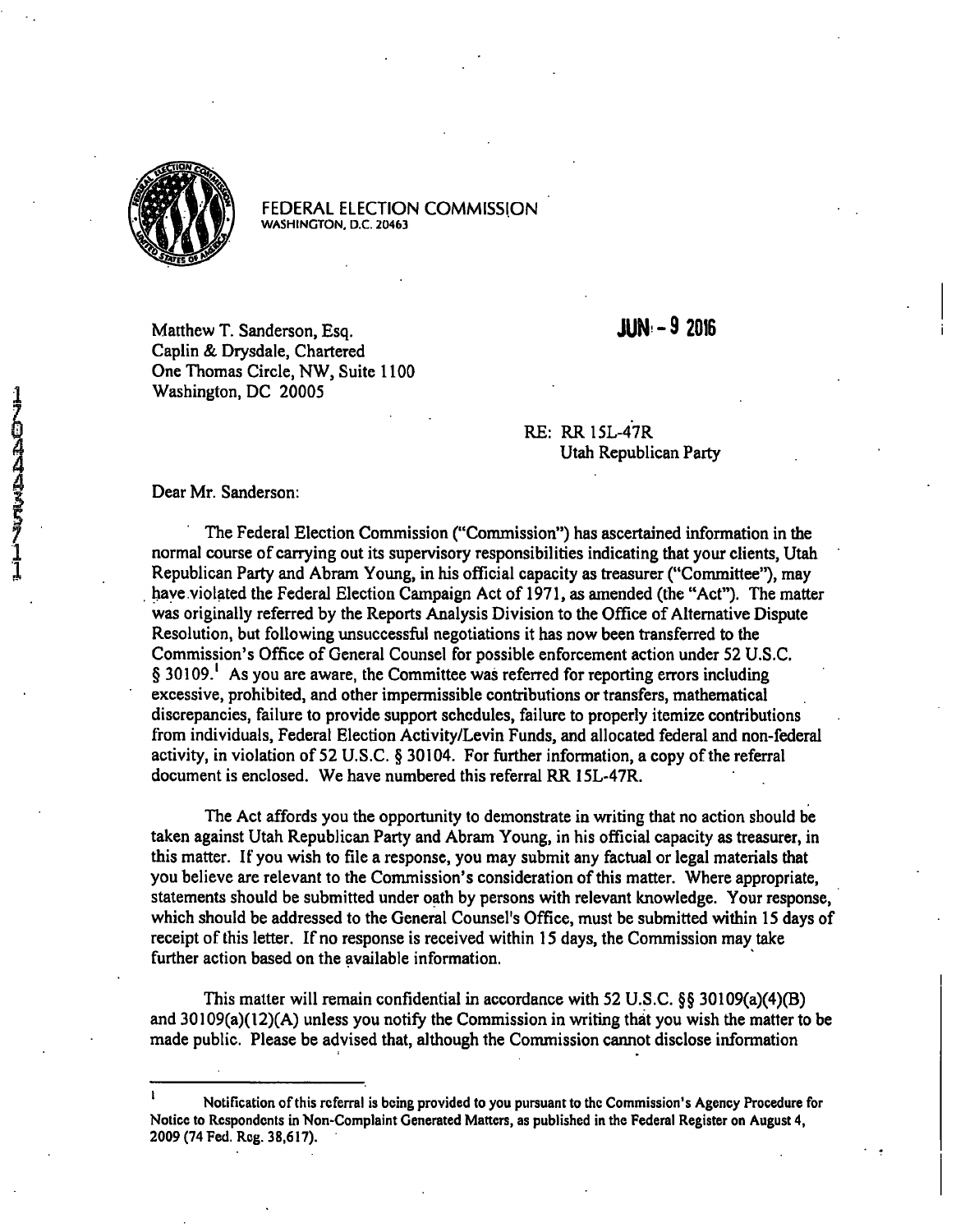FEDERAL ELECTION COMMISSION
WASHINGTON, D.C. 20463

Matthew T. Sanderson, Esq.
Caplin & Drysdale, Chartered
One Thomas Circle, NW, Suite 1100
Washington, DC 20005

JUN - 9 2016

RE: RR 15L-47R
Utah Republican Party

Dear Mr. Sanderson:

The Federal Election Commission ("Commission") has ascertained information in the normal course of carrying out its supervisory responsibilities indicating that your clients, Utah Republican Party and Abram Young, in his official capacity as treasurer ("Committee"), may have violated the Federal Election Campaign Act of 1971, as amended (the "Act"). The matter was originally referred by the Reports Analysis Division to the Office of Alternative Dispute Resolution, but following unsuccessful negotiations it has now been transferred to the Commission's Office of General Counsel for possible enforcement action under 52 U.S.C. § 30109.[1] As you are aware, the Committee was referred for reporting errors including excessive, prohibited, and other impermissible contributions or transfers, mathematical discrepancies, failure to provide support schedules, failure to properly itemize contributions from individuals, Federal Election Activity/Levin Funds, and allocated federal and non-federal activity, in violation of 52 U.S.C. § 30104. For further information, a copy of the referral document is enclosed. We have numbered this referral RR 15L-47R.

The Act affords you the opportunity to demonstrate in writing that no action should be taken against Utah Republican Party and Abram Young, in his official capacity as treasurer, in this matter. If you wish to file a response, you may submit any factual or legal materials that you believe are relevant to the Commission's consideration of this matter. Where appropriate, statements should be submitted under oath by persons with relevant knowledge. Your response, which should be addressed to the General Counsel's Office, must be submitted within 15 days of receipt of this letter. If no response is received within 15 days, the Commission may take further action based on the available information.

This matter will remain confidential in accordance with 52 U.S.C. §§ 30109(a)(4)(B) and 30109(a)(12)(A) unless you notify the Commission in writing that you wish the matter to be made public. Please be advised that, although the Commission cannot disclose information

[1] Notification of this referral is being provided to you pursuant to the Commission's Agency Procedure for Notice to Respondents in Non-Complaint Generated Matters, as published in the Federal Register on August 4, 2009 (74 Fed. Reg. 38,617).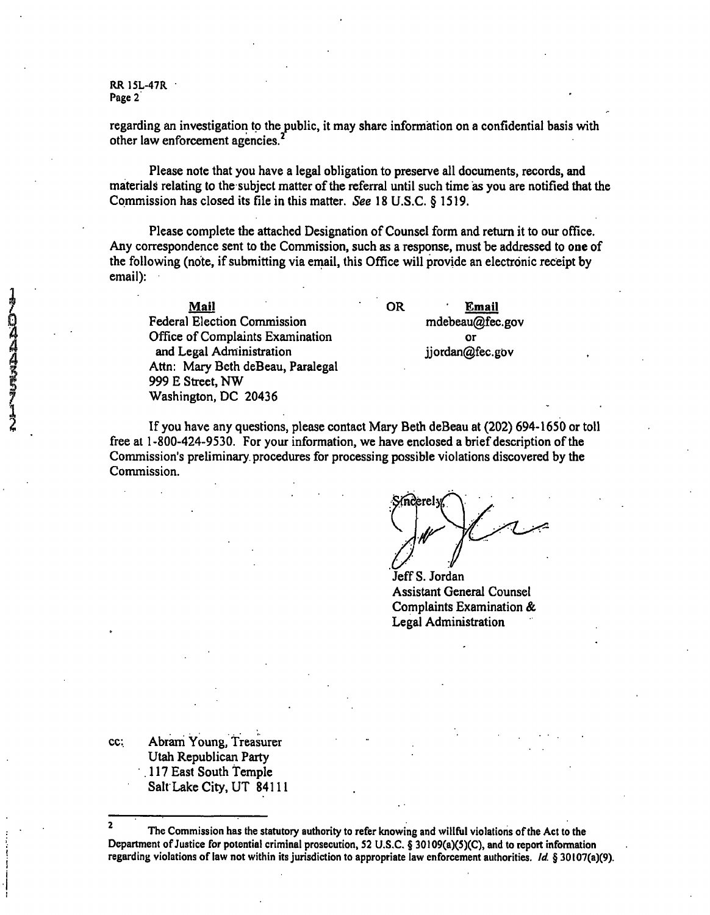regarding an investigation to the public, it may share information on a confidential basis with other law enforcement agencies.[2]

Please note that you have a legal obligation to preserve all documents, records, and materials relating to the subject matter of the referral until such time as you are notified that the Commission has closed its file in this matter. *See* 18 U.S.C. § 1519.

Please complete the attached Designation of Counsel form and return it to our office. Any correspondence sent to the Commission, such as a response, must be addressed to one of the following (note, if submitting via email, this Office will provide an electronic receipt by email):

| **Mail** | OR | **Email** |
|---|---|---|
| Federal Election Commission<br>Office of Complaints Examination<br>and Legal Administration<br>Attn: Mary Beth deBeau, Paralegal<br>999 E Street, NW<br>Washington, DC 20436 | | mdebeau@fec.gov<br>or<br>jjordan@fec.gov |

If you have any questions, please contact Mary Beth deBeau at (202) 694-1650 or toll free at 1-800-424-9530. For your information, we have enclosed a brief description of the Commission's preliminary procedures for processing possible violations discovered by the Commission.

Sincerely,

Jeff S. Jordan
Assistant General Counsel
Complaints Examination &
Legal Administration

cc: Abram Young, Treasurer
Utah Republican Party
117 East South Temple
Salt Lake City, UT 84111

[2] The Commission has the statutory authority to refer knowing and willful violations of the Act to the Department of Justice for potential criminal prosecution, 52 U.S.C. § 30109(a)(5)(C), and to report information regarding violations of law not within its jurisdiction to appropriate law enforcement authorities. *Id.* § 30107(a)(9).